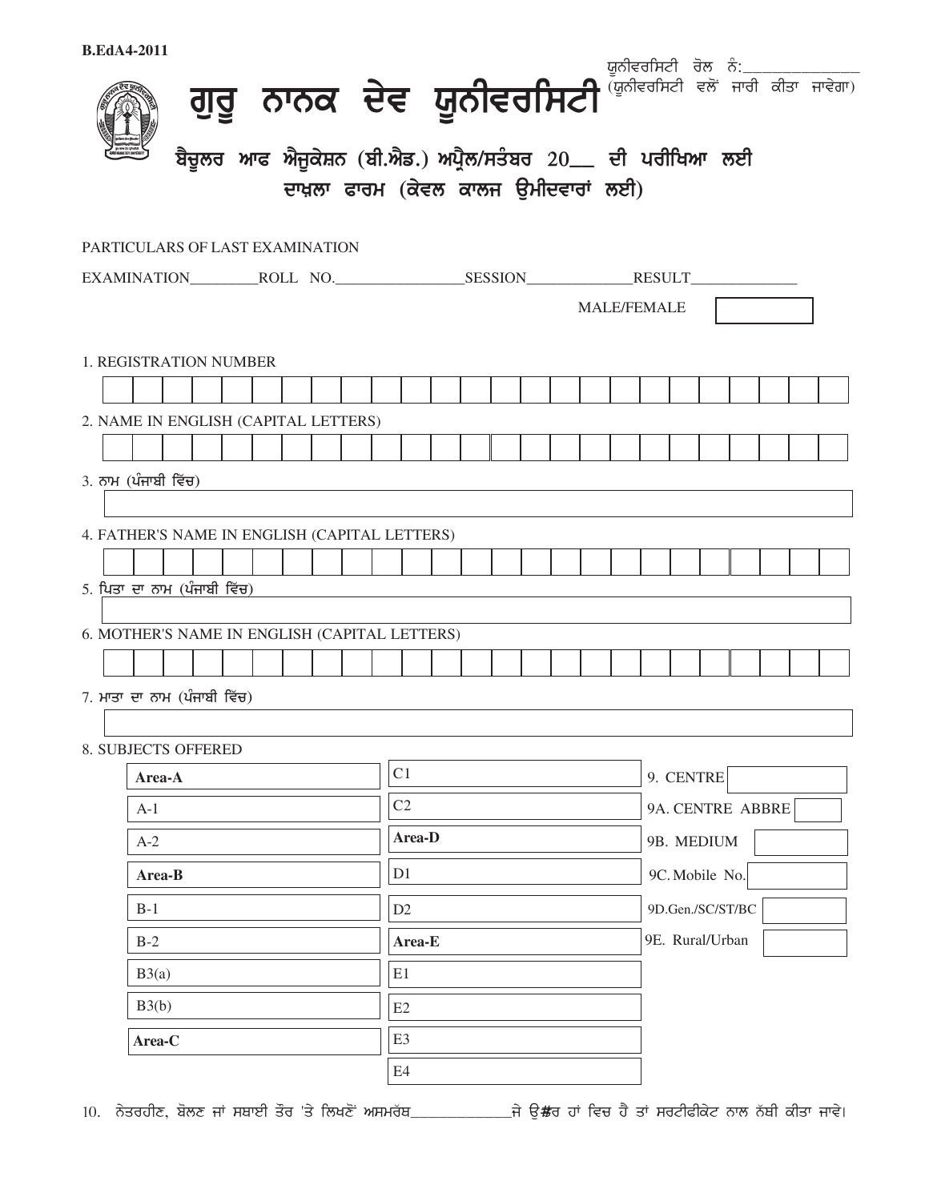B.EdA4-2011

ਯੂਨੀਵਰਸਿਟੀ ਰੋਲ ਨੰ:_______________
(ਯੂਨੀਵਰਸਿਟੀ ਵਲੋਂ ਜਾਰੀ ਕੀਤਾ ਜਾਵੇਗਾ)

# ਗੁਰੂ ਨਾਨਕ ਦੇਵ ਯੂਨੀਵਰਸਿਟੀ

## ਬੈਚੂਲਰ ਆਫ ਐਜੂਕੇਸ਼ਨ (ਬੀ.ਐਡ.) ਅਪ੍ਰੈਲ/ਸਤੰਬਰ 20__ ਦੀ ਪਰੀਖਿਆ ਲਈ ਦਾਖ਼ਲਾ ਫਾਰਮ (ਕੇਵਲ ਕਾਲਜ ਉਮੀਦਵਾਰਾਂ ਲਈ)

PARTICULARS OF LAST EXAMINATION

EXAMINATION_________ROLL NO._________________SESSION______________RESULT______________

MALE/FEMALE [ ]

1. REGISTRATION NUMBER

| | | | | | | | | | | | | | | | | | | | | | | | | |
|---|---|---|---|---|---|---|---|---|---|---|---|---|---|---|---|---|---|---|---|---|---|---|---|---|

2. NAME IN ENGLISH (CAPITAL LETTERS)

| | | | | | | | | | | | | | | | | | | | | | | | | |
|---|---|---|---|---|---|---|---|---|---|---|---|---|---|---|---|---|---|---|---|---|---|---|---|---|

3. ਨਾਮ (ਪੰਜਾਬੀ ਵਿੱਚ)

[ ]

4. FATHER'S NAME IN ENGLISH (CAPITAL LETTERS)

| | | | | | | | | | | | | | | | | | | | | | | | | |
|---|---|---|---|---|---|---|---|---|---|---|---|---|---|---|---|---|---|---|---|---|---|---|---|---|

5. ਪਿਤਾ ਦਾ ਨਾਮ (ਪੰਜਾਬੀ ਵਿੱਚ)

[ ]

6. MOTHER'S NAME IN ENGLISH (CAPITAL LETTERS)

| | | | | | | | | | | | | | | | | | | | | | | | | |
|---|---|---|---|---|---|---|---|---|---|---|---|---|---|---|---|---|---|---|---|---|---|---|---|---|

7. ਮਾਤਾ ਦਾ ਨਾਮ (ਪੰਜਾਬੀ ਵਿੱਚ)

[ ]

8. SUBJECTS OFFERED

| | | |
|---|---|---|
| **Area-A** | C1 | 9. CENTRE |
| A-1 | C2 | 9A. CENTRE ABBRE |
| A-2 | **Area-D** | 9B. MEDIUM |
| **Area-B** | D1 | 9C. Mobile No. |
| B-1 | D2 | 9D.Gen./SC/ST/BC |
| B-2 | **Area-E** | 9E. Rural/Urban |
| B3(a) | E1 | |
| B3(b) | E2 | |
| **Area-C** | E3 | |
| | E4 | |

10. ਨੇਤਰਹੀਣ, ਬੋਲਣ ਜਾਂ ਸਥਾਈ ਤੌਰ 'ਤੇ ਲਿਖਣੋਂ ਅਸਮਰੱਥ_____________ਜੇ ਉੱਤਰ ਹਾਂ ਵਿਚ ਹੈ ਤਾਂ ਸਰਟੀਫੀਕੇਟ ਨਾਲ ਨੱਥੀ ਕੀਤਾ ਜਾਵੇ।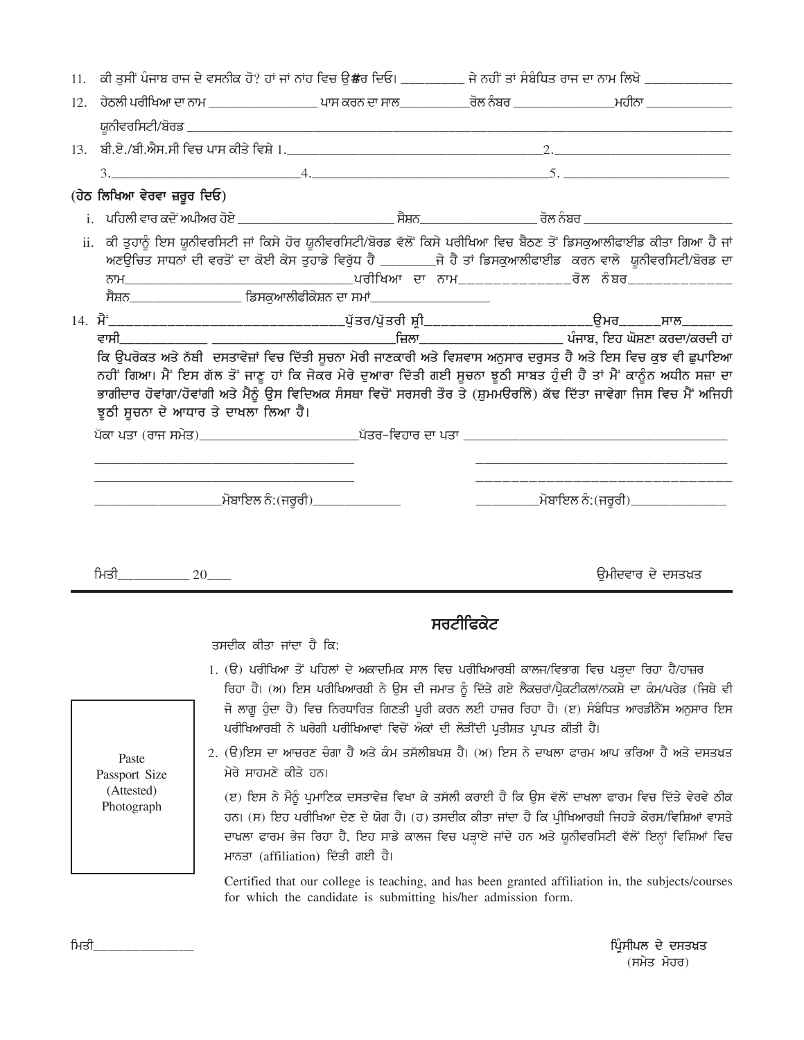11. ਕੀ ਤੁਸੀਂ ਪੰਜਾਬ ਰਾਜ ਦੇ ਵਸਨੀਕ ਹੋ? ਹਾਂ ਜਾਂ ਨਾਂਹ ਵਿਚ ਉ#ਰ ਦਿਓ। __________ ਜੇ ਨਹੀਂ ਤਾਂ ਸੰਬੰਧਿਤ ਰਾਜ ਦਾ ਨਾਮ ਲਿਖੋ ______________

12. ਹੇਠਲੀ ਪਰੀਖਿਆ ਦਾ ਨਾਮ _________________ ਪਾਸ ਕਰਨ ਦਾ ਸਾਲ___________ਰੋਲ ਨੰਬਰ ________________ਮਹੀਨਾ ______________

    ਯੂਨੀਵਰਸਿਟੀ/ਬੋਰਡ ____________________________________________________________________________________

13. ਬੀ.ਏ./ਬੀ.ਐਸ.ਸੀ ਵਿਚ ਪਾਸ ਕੀਤੇ ਵਿਸ਼ੇ 1.______________________________________2.___________________________

    3.______________________4.___________________________________5. __________________________

**(ਹੇਠ ਲਿਖਿਆ ਵੇਰਵਾ ਜ਼ਰੂਰ ਦਿਓ)**

i. ਪਹਿਲੀ ਵਾਰ ਕਦੋਂ ਅਪੀਅਰ ਹੋਏ ___________________________ ਸੈਸ਼ਨ__________________ ਰੋਲ ਨੰਬਰ ___________________________

ii. ਕੀ ਤੁਹਾਨੂੰ ਇਸ ਯੂਨੀਵਰਸਿਟੀ ਜਾਂ ਕਿਸੇ ਹੋਰ ਯੂਨੀਵਰਸਿਟੀ/ਬੋਰਡ ਵੱਲੋਂ ਕਿਸੇ ਪਰੀਖਿਆ ਵਿਚ ਬੈਠਣ ਤੋਂ ਡਿਸਕੁਆਲੀਫਾਈਡ ਕੀਤਾ ਗਿਆ ਹੈ ਜਾਂ ਅਣਉਚਿਤ ਸਾਧਨਾਂ ਦੀ ਵਰਤੋਂ ਦਾ ਕੋਈ ਕੇਸ ਤੁਹਾਡੇ ਵਿਰੁੱਧ ਹੈ ________ਜੇ ਹੈ ਤਾਂ ਡਿਸਕੁਆਲੀਫਾਈਡ ਕਰਨ ਵਾਲੇ ਯੂਨੀਵਰਸਿਟੀ/ਬੋਰਡ ਦਾ ਨਾਮ__________________________________ਪਰੀਖਿਆ ਦਾ ਨਾਮ______________ਰੋਲ ਨੰਬਰ_____________ ਸੈਸ਼ਨ________________ ਡਿਸਕੁਆਲੀਫੀਕੇਸ਼ਨ ਦਾ ਸਮਾਂ_________________

14. ਮੈਂ_______________________________ਪੁੱਤਰ/ਪੁੱਤਰੀ ਸ਼੍ਰੀ________________________ਉਮਰ______ਸਾਲ_______ ਵਾਸੀ____________ ______________________________ਜ਼ਿਲਾ______________________ ਪੰਜਾਬ, ਇਹ ਘੋਸ਼ਣਾ ਕਰਦਾ/ਕਰਦੀ ਹਾਂ ਕਿ ਉਪਰੋਕਤ ਅਤੇ ਨੱਥੀ ਦਸਤਾਵੇਜ਼ਾਂ ਵਿਚ ਦਿੱਤੀ ਸੂਚਨਾ ਮੇਰੀ ਜਾਣਕਾਰੀ ਅਤੇ ਵਿਸ਼ਵਾਸ ਅਨੁਸਾਰ ਦਰੁਸਤ ਹੈ ਅਤੇ ਇਸ ਵਿਚ ਕੁਝ ਵੀ ਛੁਪਾਇਆ ਨਹੀਂ ਗਿਆ। ਮੈਂ ਇਸ ਗੱਲ ਤੋਂ ਜਾਣੂ ਹਾਂ ਕਿ ਜੇਕਰ ਮੇਰੇ ਦੁਆਰਾ ਦਿੱਤੀ ਗਈ ਸੂਚਨਾ ਝੂਠੀ ਸਾਬਤ ਹੁੰਦੀ ਹੈ ਤਾਂ ਮੈਂ ਕਾਨੂੰਨ ਅਧੀਨ ਸਜ਼ਾ ਦਾ ਭਾਗੀਦਾਰ ਹੋਵਾਂਗਾ/ਹੋਵਾਂਗੀ ਅਤੇ ਮੈਨੂੰ ਉਸ ਵਿਦਿਅਕ ਸੰਸਥਾ ਵਿਚੋਂ ਸਰਸਰੀ ਤੌਰ ਤੇ (ਸੁਮਮਓਰਲਿ) ਕੱਢ ਦਿੱਤਾ ਜਾਵੇਗਾ ਜਿਸ ਵਿਚ ਮੈਂ ਅਜਿਹੀ ਝੂਠੀ ਸੂਚਨਾ ਦੇ ਆਧਾਰ ਤੇ ਦਾਖਲਾ ਲਿਆ ਹੈ।

ਪੱਕਾ ਪਤਾ (ਰਾਜ ਸਮੇਤ)________________________ਪੱਤਰ-ਵਿਹਾਰ ਦਾ ਪਤਾ ___________________________________________

_________________________________________ _________________________________________

_________________________________________ _________________________________________

___________________ਮੋਬਾਇਲ ਨੰ:(ਜਰੂਰੀ)______________ __________ਮੋਬਾਇਲ ਨੰ:(ਜਰੂਰੀ)_______________

ਮਿਤੀ__________ 20___

ਉਮੀਦਵਾਰ ਦੇ ਦਸਤਖਤ

---

## ਸਰਟੀਫਿਕੇਟ

Paste Passport Size (Attested) Photograph

ਤਸਦੀਕ ਕੀਤਾ ਜਾਂਦਾ ਹੈ ਕਿ:

1. (ੳ) ਪਰੀਖਿਆ ਤੋਂ ਪਹਿਲਾਂ ਦੇ ਅਕਾਦਮਿਕ ਸਾਲ ਵਿਚ ਪਰੀਖਿਆਰਥੀ ਕਾਲਜ/ਵਿਭਾਗ ਵਿਚ ਪੜ੍ਹਦਾ ਰਿਹਾ ਹੈ/ਹਾਜ਼ਰ ਰਿਹਾ ਹੈ। (ਅ) ਇਸ ਪਰੀਖਿਆਰਥੀ ਨੇ ਉਸ ਦੀ ਜਮਾਤ ਨੂੰ ਦਿੱਤੇ ਗਏ ਲੈਕਚਰਾਂ/ਪ੍ਰੈਕਟੀਕਲਾਂ/ਨਕਸ਼ੇ ਦਾ ਕੰਮ/ਪਰੇਡ (ਜਿਥੇ ਵੀ ਜੋ ਲਾਗੂ ਹੁੰਦਾ ਹੈ) ਵਿਚ ਨਿਰਧਾਰਿਤ ਗਿਣਤੀ ਪੂਰੀ ਕਰਨ ਲਈ ਹਾਜ਼ਰ ਰਿਹਾ ਹੈ। (ੲ) ਸੰਬੰਧਿਤ ਆਰਡੀਨੈਂਸ ਅਨੁਸਾਰ ਇਸ ਪਰੀਖਿਆਰਥੀ ਨੇ ਘਰੋਗੀ ਪਰੀਖਿਆਵਾਂ ਵਿਚੋਂ ਅੰਕਾਂ ਦੀ ਲੋੜੀਂਦੀ ਪ੍ਰਤੀਸ਼ਤ ਪ੍ਰਾਪਤ ਕੀਤੀ ਹੈ।
2. (ੳ)ਇਸ ਦਾ ਆਚਰਣ ਚੰਗਾ ਹੈ ਅਤੇ ਕੰਮ ਤਸੱਲੀਬਖਸ਼ ਹੈ। (ਅ) ਇਸ ਨੇ ਦਾਖਲਾ ਫਾਰਮ ਆਪ ਭਰਿਆ ਹੈ ਅਤੇ ਦਸਤਖਤ ਮੇਰੇ ਸਾਹਮਣੇ ਕੀਤੇ ਹਨ।

   (ੲ) ਇਸ ਨੇ ਮੈਨੂੰ ਪ੍ਰਮਾਣਿਕ ਦਸਤਾਵੇਜ਼ ਵਿਖਾ ਕੇ ਤਸੱਲੀ ਕਰਾਈ ਹੈ ਕਿ ਉਸ ਵੱਲੋਂ ਦਾਖ਼ਲਾ ਫਾਰਮ ਵਿਚ ਦਿੱਤੇ ਵੇਰਵੇ ਠੀਕ ਹਨ। (ਸ) ਇਹ ਪਰੀਖਿਆ ਦੇਣ ਦੇ ਯੋਗ ਹੈ। (ਹ) ਤਸਦੀਕ ਕੀਤਾ ਜਾਂਦਾ ਹੈ ਕਿ ਪ੍ਰੀਖਿਆਰਥੀ ਜਿਹੜੇ ਕੋਰਸ/ਵਿਸ਼ਿਆਂ ਵਾਸਤੇ ਦਾਖਲਾ ਫਾਰਮ ਭੇਜ ਰਿਹਾ ਹੈ, ਇਹ ਸਾਡੇ ਕਾਲਜ ਵਿਚ ਪੜ੍ਹਾਏ ਜਾਂਦੇ ਹਨ ਅਤੇ ਯੂਨੀਵਰਸਿਟੀ ਵੱਲੋਂ ਇਨ੍ਹਾਂ ਵਿਸ਼ਿਆਂ ਵਿਚ ਮਾਨਤਾ (affiliation) ਦਿੱਤੀ ਗਈ ਹੈ।

   Certified that our college is teaching, and has been granted affiliation in, the subjects/courses for which the candidate is submitting his/her admission form.

ਮਿਤੀ________________

ਪ੍ਰਿੰਸੀਪਲ ਦੇ ਦਸਤਖ਼ਤ
(ਸਮੇਤ ਮੋਹਰ)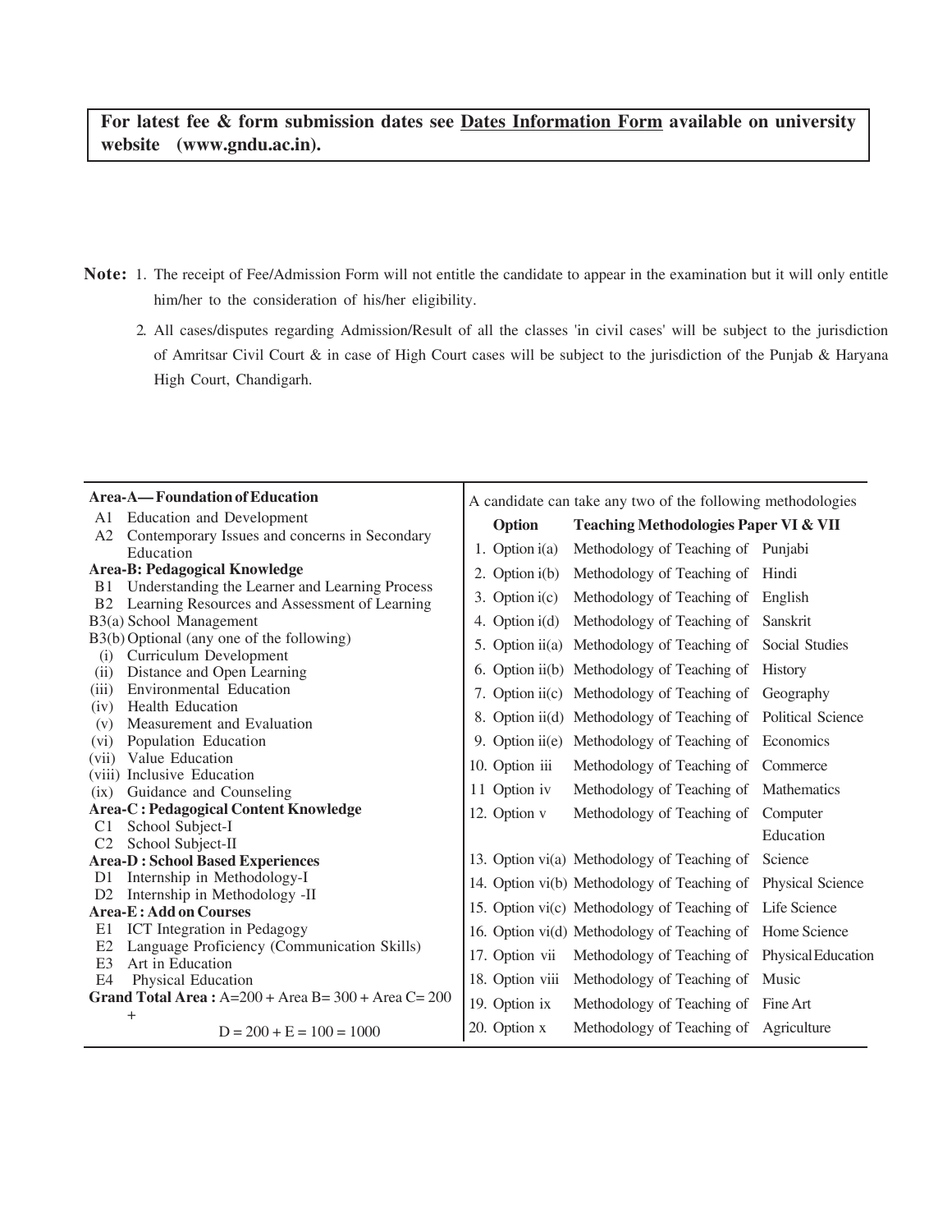**For latest fee & form submission dates see <u>Dates Information Form</u> available on university website (www.gndu.ac.in).**

**Note:** 1. The receipt of Fee/Admission Form will not entitle the candidate to appear in the examination but it will only entitle him/her to the consideration of his/her eligibility.

2. All cases/disputes regarding Admission/Result of all the classes 'in civil cases' will be subject to the jurisdiction of Amritsar Civil Court & in case of High Court cases will be subject to the jurisdiction of the Punjab & Haryana High Court, Chandigarh.

**Area-A— Foundation of Education**

- A1 Education and Development
- A2 Contemporary Issues and concerns in Secondary Education

**Area-B: Pedagogical Knowledge**

- B1 Understanding the Learner and Learning Process
- B2 Learning Resources and Assessment of Learning
- B3(a) School Management
- B3(b) Optional (any one of the following)
  - (i) Curriculum Development
  - (ii) Distance and Open Learning
  - (iii) Environmental Education
  - (iv) Health Education
  - (v) Measurement and Evaluation
  - (vi) Population Education
  - (vii) Value Education
  - (viii) Inclusive Education
  - (ix) Guidance and Counseling

**Area-C : Pedagogical Content Knowledge**

- C1 School Subject-I
- C2 School Subject-II

**Area-D : School Based Experiences**

- D1 Internship in Methodology-I
- D2 Internship in Methodology -II

**Area-E : Add on Courses**

- E1 ICT Integration in Pedagogy
- E2 Language Proficiency (Communication Skills)
- E3 Art in Education
- E4 Physical Education

**Grand Total Area :** A=200 + Area B= 300 + Area C= 200 + D = 200 + E = 100 = 1000

A candidate can take any two of the following methodologies

| | Option | Teaching Methodologies Paper VI & VII | |
|---|---|---|---|
| 1. | Option i(a) | Methodology of Teaching of | Punjabi |
| 2. | Option i(b) | Methodology of Teaching of | Hindi |
| 3. | Option i(c) | Methodology of Teaching of | English |
| 4. | Option i(d) | Methodology of Teaching of | Sanskrit |
| 5. | Option ii(a) | Methodology of Teaching of | Social Studies |
| 6. | Option ii(b) | Methodology of Teaching of | History |
| 7. | Option ii(c) | Methodology of Teaching of | Geography |
| 8. | Option ii(d) | Methodology of Teaching of | Political Science |
| 9. | Option ii(e) | Methodology of Teaching of | Economics |
| 10. | Option iii | Methodology of Teaching of | Commerce |
| 11 | Option iv | Methodology of Teaching of | Mathematics |
| 12. | Option v | Methodology of Teaching of | Computer Education |
| 13. | Option vi(a) | Methodology of Teaching of | Science |
| 14. | Option vi(b) | Methodology of Teaching of | Physical Science |
| 15. | Option vi(c) | Methodology of Teaching of | Life Science |
| 16. | Option vi(d) | Methodology of Teaching of | Home Science |
| 17. | Option vii | Methodology of Teaching of | Physical Education |
| 18. | Option viii | Methodology of Teaching of | Music |
| 19. | Option ix | Methodology of Teaching of | Fine Art |
| 20. | Option x | Methodology of Teaching of | Agriculture |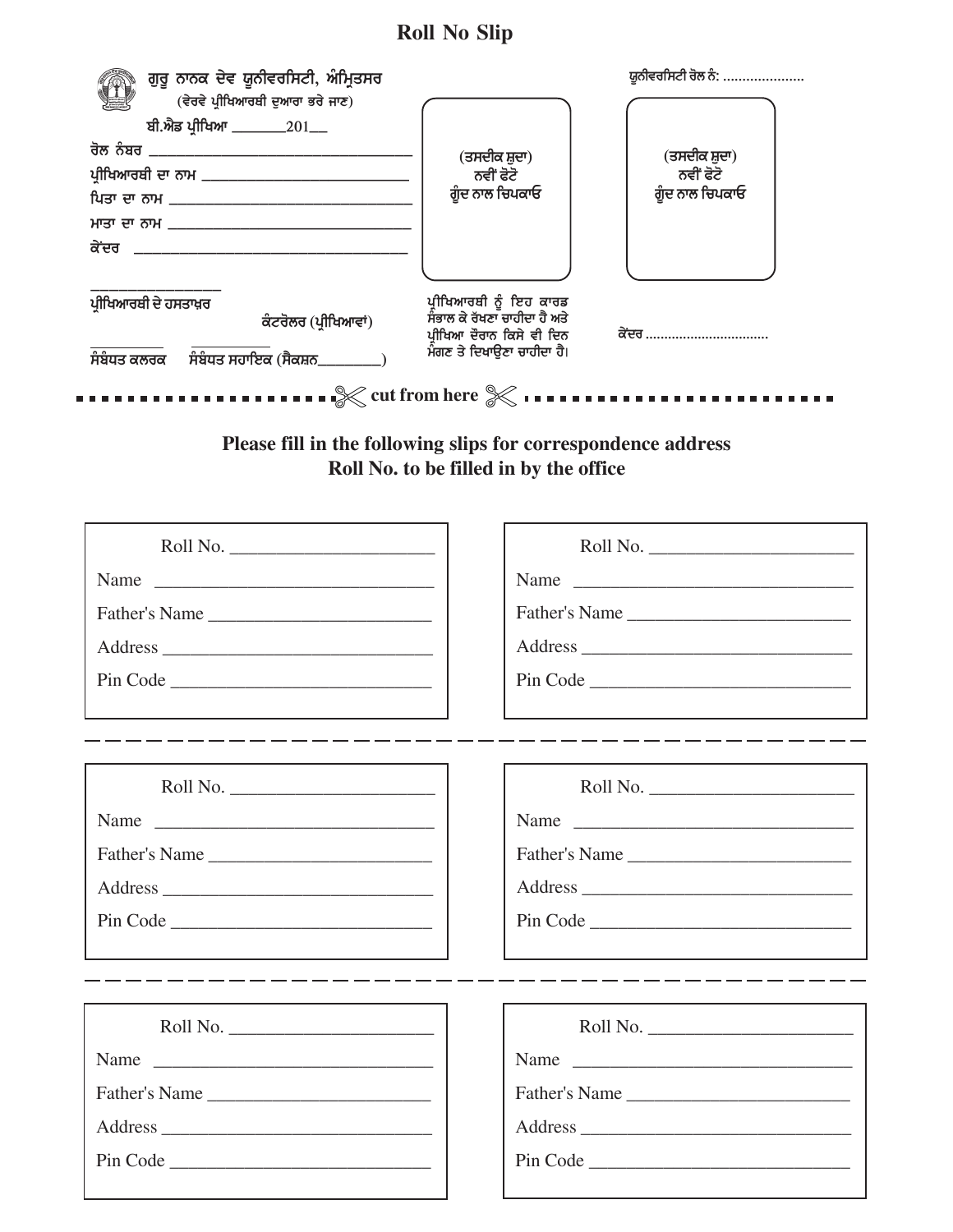# Roll No Slip

ਗੁਰੂ ਨਾਨਕ ਦੇਵ ਯੂਨੀਵਰਸਿਟੀ, ਅੰਮ੍ਰਿਤਸਰ

(ਵੇਰਵੇ ਪ੍ਰੀਖਿਆਰਥੀ ਦੁਆਰਾ ਭਰੇ ਜਾਣ)

ਬੀ.ਐਡ ਪ੍ਰੀਖਿਆ _______201__

ਰੋਲ ਨੰਬਰ _________________________________

ਪ੍ਰੀਖਿਆਰਥੀ ਦਾ ਨਾਮ _________________________

ਪਿਤਾ ਦਾ ਨਾਮ _______________________________

ਮਾਤਾ ਦਾ ਨਾਮ _______________________________

ਕੇਂਦਰ __________________________________

(ਤਸਦੀਕ ਸ਼ੁਦਾ)
ਨਵੀਂ ਫੋਟੋ
ਗੂੰਦ ਨਾਲ ਚਿਪਕਾਓ

ਯੂਨੀਵਰਸਿਟੀ ਰੋਲ ਨੰ: ....................

(ਤਸਦੀਕ ਸ਼ੁਦਾ)
ਨਵੀਂ ਫੋਟੋ
ਗੂੰਦ ਨਾਲ ਚਿਪਕਾਓ

________________
ਪ੍ਰੀਖਿਆਰਥੀ ਦੇ ਹਸਤਾਖ਼ਰ

ਕੰਟਰੋਲਰ (ਪ੍ਰੀਖਿਆਵਾਂ)

__________ __________
ਸੰਬੰਧਤ ਕਲਰਕ ਸੰਬੰਧਤ ਸਹਾਇਕ (ਸੈਕਸ਼ਨ________)

ਪ੍ਰੀਖਿਆਰਥੀ ਨੂੰ ਇਹ ਕਾਰਡ ਸੰਭਾਲ ਕੇ ਰੱਖਣਾ ਚਾਹੀਦਾ ਹੈ ਅਤੇ ਪ੍ਰੀਖਿਆ ਦੌਰਾਨ ਕਿਸੇ ਵੀ ਦਿਨ ਮੰਗਣ ਤੇ ਦਿਖਾਉਣਾ ਚਾਹੀਦਾ ਹੈ।

ਕੇਂਦਰ ................................

cut from here

**Please fill in the following slips for correspondence address**
**Roll No. to be filled in by the office**

Roll No. ______________________
Name ______________________________
Father's Name ________________________
Address _____________________________
Pin Code ____________________________

Roll No. ______________________
Name ______________________________
Father's Name ________________________
Address _____________________________
Pin Code ____________________________

Roll No. ______________________
Name ______________________________
Father's Name ________________________
Address _____________________________
Pin Code ____________________________

Roll No. ______________________
Name ______________________________
Father's Name ________________________
Address _____________________________
Pin Code ____________________________

Roll No. ______________________
Name ______________________________
Father's Name ________________________
Address _____________________________
Pin Code ____________________________

Roll No. ______________________
Name ______________________________
Father's Name ________________________
Address _____________________________
Pin Code ____________________________